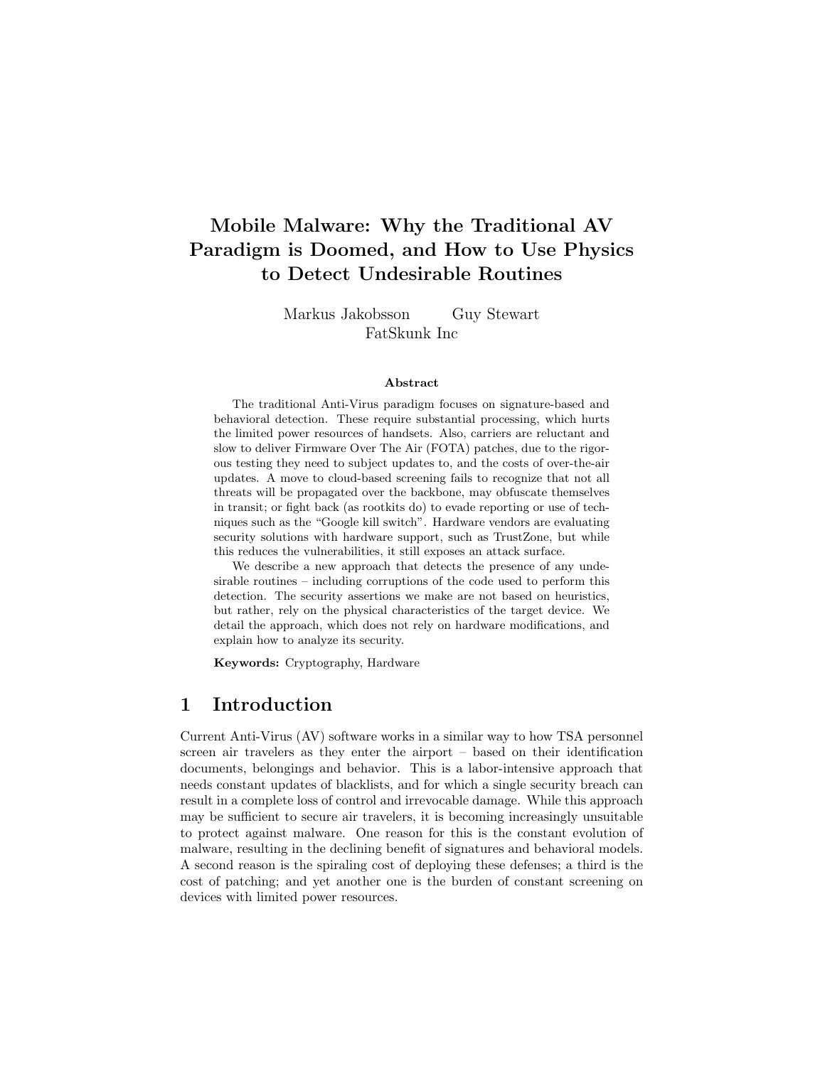# Mobile Malware: Why the Traditional AV Paradigm is Doomed, and How to Use Physics to Detect Undesirable Routines

Markus Jakobsson  Guy Stewart
FatSkunk Inc

### Abstract

The traditional Anti-Virus paradigm focuses on signature-based and behavioral detection. These require substantial processing, which hurts the limited power resources of handsets. Also, carriers are reluctant and slow to deliver Firmware Over The Air (FOTA) patches, due to the rigorous testing they need to subject updates to, and the costs of over-the-air updates. A move to cloud-based screening fails to recognize that not all threats will be propagated over the backbone, may obfuscate themselves in transit; or fight back (as rootkits do) to evade reporting or use of techniques such as the "Google kill switch". Hardware vendors are evaluating security solutions with hardware support, such as TrustZone, but while this reduces the vulnerabilities, it still exposes an attack surface.

We describe a new approach that detects the presence of any undesirable routines – including corruptions of the code used to perform this detection. The security assertions we make are not based on heuristics, but rather, rely on the physical characteristics of the target device. We detail the approach, which does not rely on hardware modifications, and explain how to analyze its security.

**Keywords:** Cryptography, Hardware

## 1 Introduction

Current Anti-Virus (AV) software works in a similar way to how TSA personnel screen air travelers as they enter the airport – based on their identification documents, belongings and behavior. This is a labor-intensive approach that needs constant updates of blacklists, and for which a single security breach can result in a complete loss of control and irrevocable damage. While this approach may be sufficient to secure air travelers, it is becoming increasingly unsuitable to protect against malware. One reason for this is the constant evolution of malware, resulting in the declining benefit of signatures and behavioral models. A second reason is the spiraling cost of deploying these defenses; a third is the cost of patching; and yet another one is the burden of constant screening on devices with limited power resources.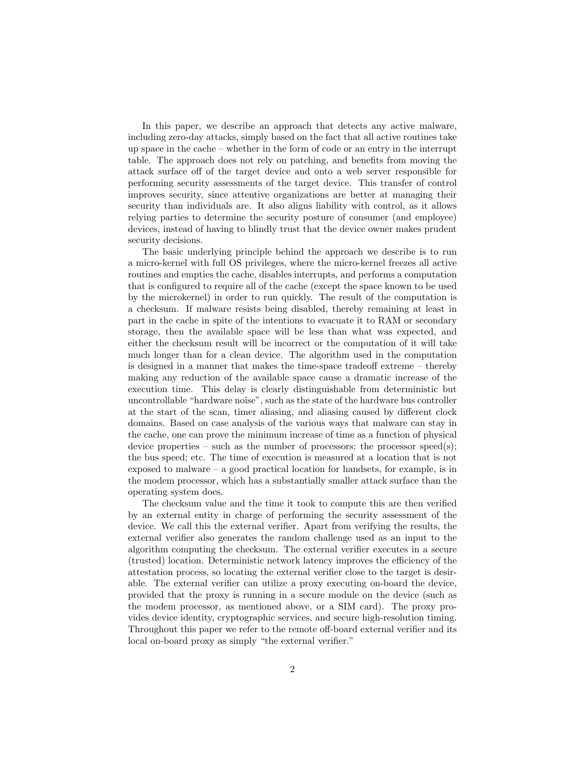In this paper, we describe an approach that detects any active malware, including zero-day attacks, simply based on the fact that all active routines take up space in the cache – whether in the form of code or an entry in the interrupt table. The approach does not rely on patching, and benefits from moving the attack surface off of the target device and onto a web server responsible for performing security assessments of the target device. This transfer of control improves security, since attentive organizations are better at managing their security than individuals are. It also aligns liability with control, as it allows relying parties to determine the security posture of consumer (and employee) devices, instead of having to blindly trust that the device owner makes prudent security decisions.

The basic underlying principle behind the approach we describe is to run a micro-kernel with full OS privileges, where the micro-kernel freezes all active routines and empties the cache, disables interrupts, and performs a computation that is configured to require all of the cache (except the space known to be used by the microkernel) in order to run quickly. The result of the computation is a checksum. If malware resists being disabled, thereby remaining at least in part in the cache in spite of the intentions to evacuate it to RAM or secondary storage, then the available space will be less than what was expected, and either the checksum result will be incorrect or the computation of it will take much longer than for a clean device. The algorithm used in the computation is designed in a manner that makes the time-space tradeoff extreme – thereby making any reduction of the available space cause a dramatic increase of the execution time. This delay is clearly distinguishable from deterministic but uncontrollable "hardware noise", such as the state of the hardware bus controller at the start of the scan, timer aliasing, and aliasing caused by different clock domains. Based on case analysis of the various ways that malware can stay in the cache, one can prove the minimum increase of time as a function of physical device properties – such as the number of processors; the processor speed(s); the bus speed; etc. The time of execution is measured at a location that is not exposed to malware – a good practical location for handsets, for example, is in the modem processor, which has a substantially smaller attack surface than the operating system does.

The checksum value and the time it took to compute this are then verified by an external entity in charge of performing the security assessment of the device. We call this the external verifier. Apart from verifying the results, the external verifier also generates the random challenge used as an input to the algorithm computing the checksum. The external verifier executes in a secure (trusted) location. Deterministic network latency improves the efficiency of the attestation process, so locating the external verifier close to the target is desirable. The external verifier can utilize a proxy executing on-board the device, provided that the proxy is running in a secure module on the device (such as the modem processor, as mentioned above, or a SIM card). The proxy provides device identity, cryptographic services, and secure high-resolution timing. Throughout this paper we refer to the remote off-board external verifier and its local on-board proxy as simply "the external verifier."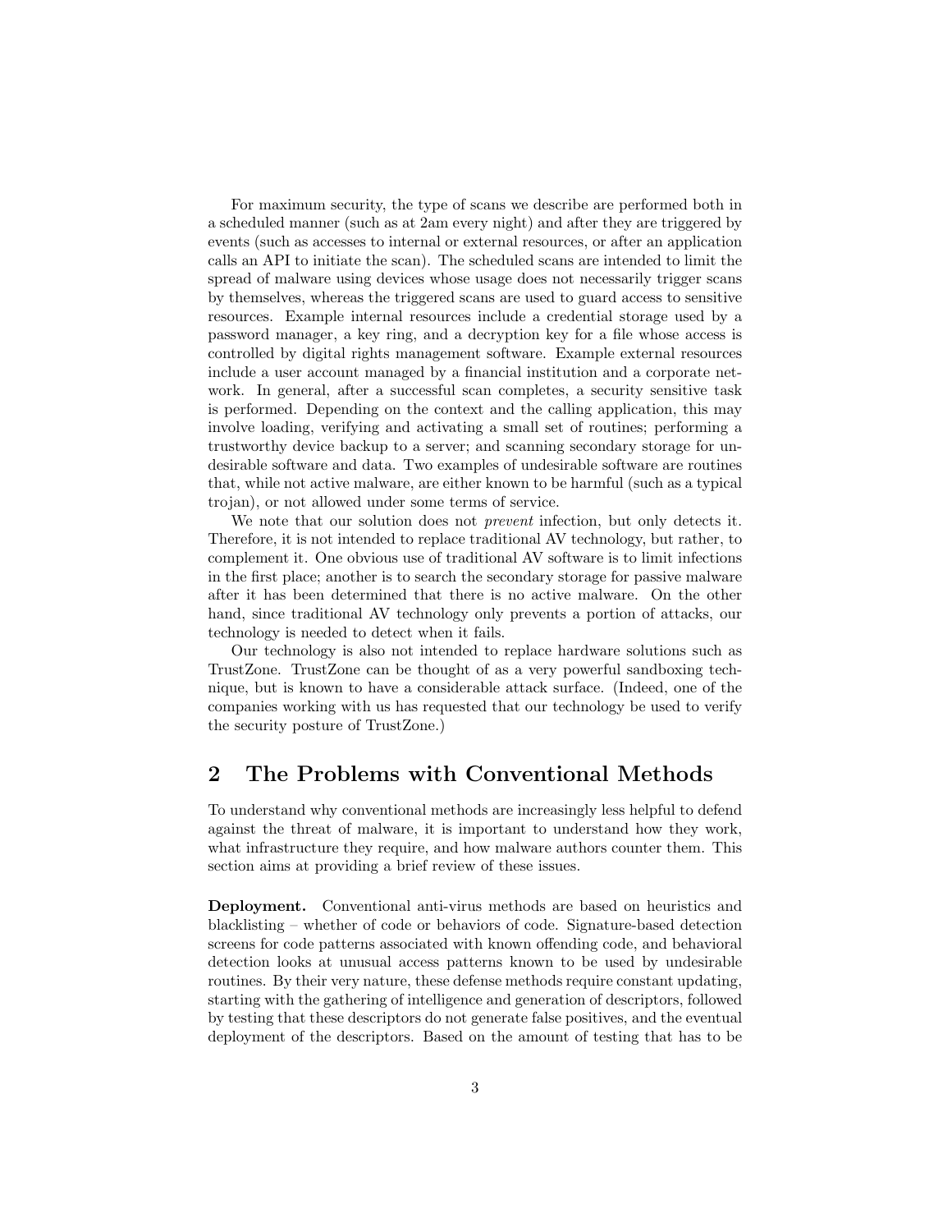For maximum security, the type of scans we describe are performed both in a scheduled manner (such as at 2am every night) and after they are triggered by events (such as accesses to internal or external resources, or after an application calls an API to initiate the scan). The scheduled scans are intended to limit the spread of malware using devices whose usage does not necessarily trigger scans by themselves, whereas the triggered scans are used to guard access to sensitive resources. Example internal resources include a credential storage used by a password manager, a key ring, and a decryption key for a file whose access is controlled by digital rights management software. Example external resources include a user account managed by a financial institution and a corporate network. In general, after a successful scan completes, a security sensitive task is performed. Depending on the context and the calling application, this may involve loading, verifying and activating a small set of routines; performing a trustworthy device backup to a server; and scanning secondary storage for undesirable software and data. Two examples of undesirable software are routines that, while not active malware, are either known to be harmful (such as a typical trojan), or not allowed under some terms of service.

We note that our solution does not *prevent* infection, but only detects it. Therefore, it is not intended to replace traditional AV technology, but rather, to complement it. One obvious use of traditional AV software is to limit infections in the first place; another is to search the secondary storage for passive malware after it has been determined that there is no active malware. On the other hand, since traditional AV technology only prevents a portion of attacks, our technology is needed to detect when it fails.

Our technology is also not intended to replace hardware solutions such as TrustZone. TrustZone can be thought of as a very powerful sandboxing technique, but is known to have a considerable attack surface. (Indeed, one of the companies working with us has requested that our technology be used to verify the security posture of TrustZone.)

## 2 The Problems with Conventional Methods

To understand why conventional methods are increasingly less helpful to defend against the threat of malware, it is important to understand how they work, what infrastructure they require, and how malware authors counter them. This section aims at providing a brief review of these issues.

**Deployment.** Conventional anti-virus methods are based on heuristics and blacklisting – whether of code or behaviors of code. Signature-based detection screens for code patterns associated with known offending code, and behavioral detection looks at unusual access patterns known to be used by undesirable routines. By their very nature, these defense methods require constant updating, starting with the gathering of intelligence and generation of descriptors, followed by testing that these descriptors do not generate false positives, and the eventual deployment of the descriptors. Based on the amount of testing that has to be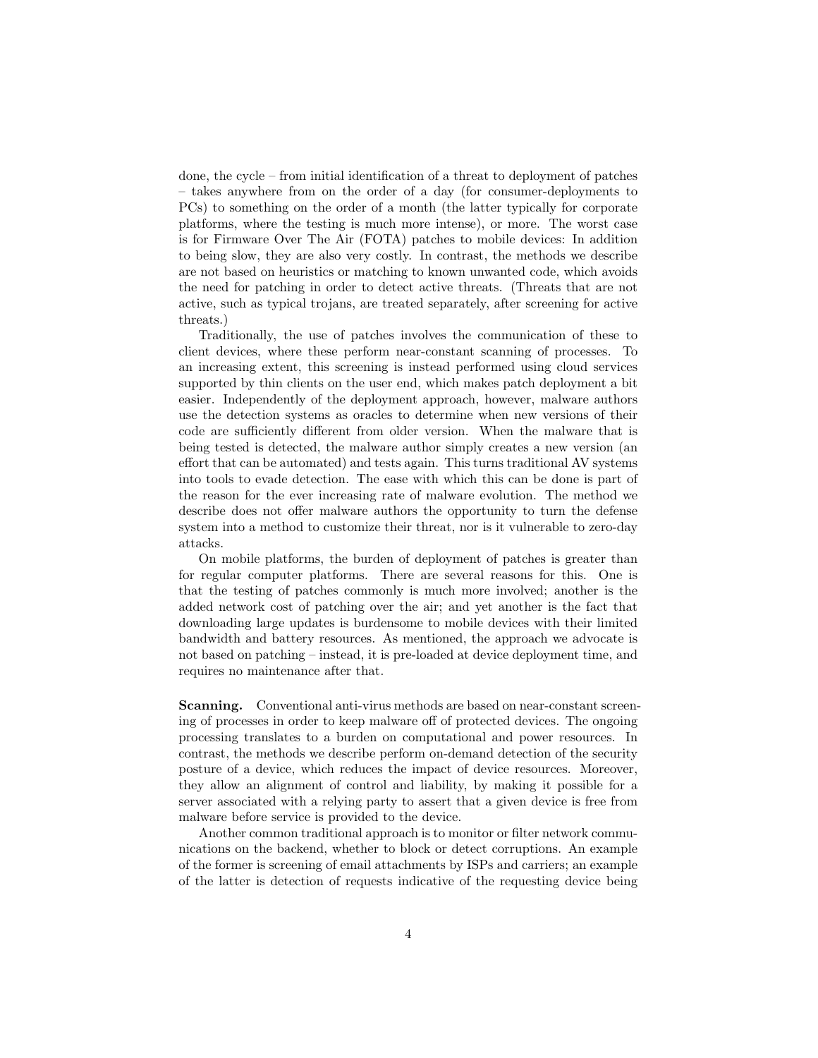done, the cycle – from initial identification of a threat to deployment of patches – takes anywhere from on the order of a day (for consumer-deployments to PCs) to something on the order of a month (the latter typically for corporate platforms, where the testing is much more intense), or more. The worst case is for Firmware Over The Air (FOTA) patches to mobile devices: In addition to being slow, they are also very costly. In contrast, the methods we describe are not based on heuristics or matching to known unwanted code, which avoids the need for patching in order to detect active threats. (Threats that are not active, such as typical trojans, are treated separately, after screening for active threats.)

Traditionally, the use of patches involves the communication of these to client devices, where these perform near-constant scanning of processes. To an increasing extent, this screening is instead performed using cloud services supported by thin clients on the user end, which makes patch deployment a bit easier. Independently of the deployment approach, however, malware authors use the detection systems as oracles to determine when new versions of their code are sufficiently different from older version. When the malware that is being tested is detected, the malware author simply creates a new version (an effort that can be automated) and tests again. This turns traditional AV systems into tools to evade detection. The ease with which this can be done is part of the reason for the ever increasing rate of malware evolution. The method we describe does not offer malware authors the opportunity to turn the defense system into a method to customize their threat, nor is it vulnerable to zero-day attacks.

On mobile platforms, the burden of deployment of patches is greater than for regular computer platforms. There are several reasons for this. One is that the testing of patches commonly is much more involved; another is the added network cost of patching over the air; and yet another is the fact that downloading large updates is burdensome to mobile devices with their limited bandwidth and battery resources. As mentioned, the approach we advocate is not based on patching – instead, it is pre-loaded at device deployment time, and requires no maintenance after that.

**Scanning.** Conventional anti-virus methods are based on near-constant screening of processes in order to keep malware off of protected devices. The ongoing processing translates to a burden on computational and power resources. In contrast, the methods we describe perform on-demand detection of the security posture of a device, which reduces the impact of device resources. Moreover, they allow an alignment of control and liability, by making it possible for a server associated with a relying party to assert that a given device is free from malware before service is provided to the device.

Another common traditional approach is to monitor or filter network communications on the backend, whether to block or detect corruptions. An example of the former is screening of email attachments by ISPs and carriers; an example of the latter is detection of requests indicative of the requesting device being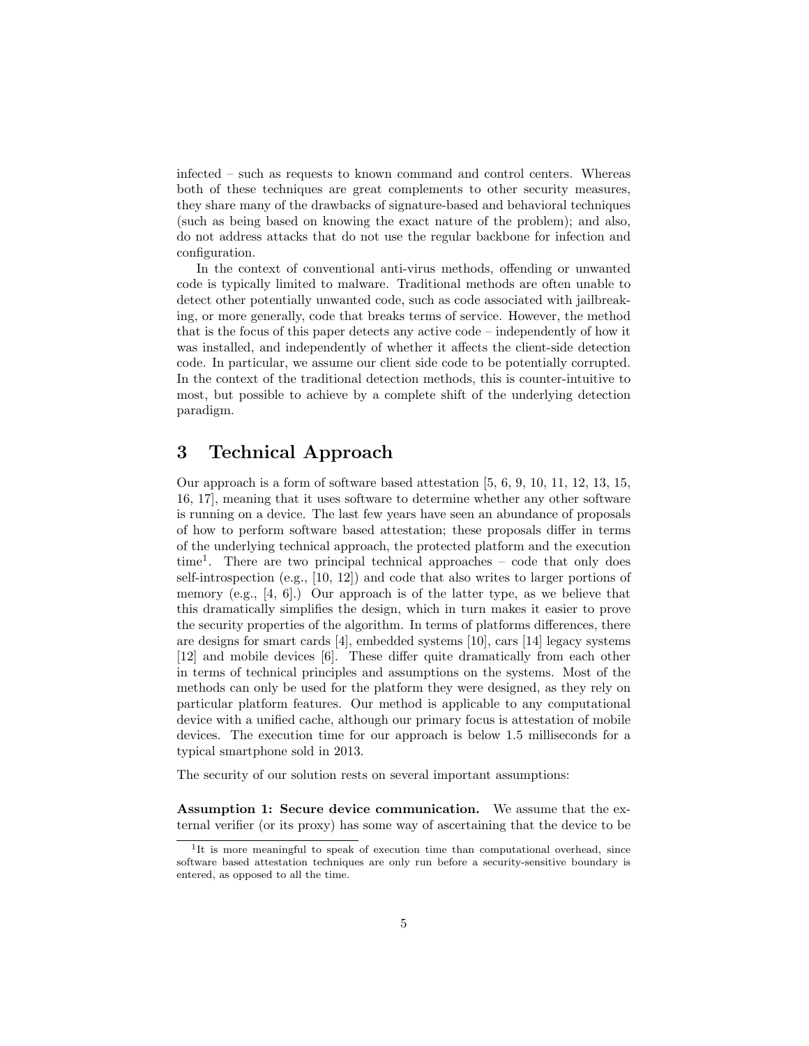infected – such as requests to known command and control centers. Whereas both of these techniques are great complements to other security measures, they share many of the drawbacks of signature-based and behavioral techniques (such as being based on knowing the exact nature of the problem); and also, do not address attacks that do not use the regular backbone for infection and configuration.

In the context of conventional anti-virus methods, offending or unwanted code is typically limited to malware. Traditional methods are often unable to detect other potentially unwanted code, such as code associated with jailbreaking, or more generally, code that breaks terms of service. However, the method that is the focus of this paper detects any active code – independently of how it was installed, and independently of whether it affects the client-side detection code. In particular, we assume our client side code to be potentially corrupted. In the context of the traditional detection methods, this is counter-intuitive to most, but possible to achieve by a complete shift of the underlying detection paradigm.

# 3 Technical Approach

Our approach is a form of software based attestation [5, 6, 9, 10, 11, 12, 13, 15, 16, 17], meaning that it uses software to determine whether any other software is running on a device. The last few years have seen an abundance of proposals of how to perform software based attestation; these proposals differ in terms of the underlying technical approach, the protected platform and the execution time[1]. There are two principal technical approaches – code that only does self-introspection (e.g., [10, 12]) and code that also writes to larger portions of memory (e.g., [4, 6].) Our approach is of the latter type, as we believe that this dramatically simplifies the design, which in turn makes it easier to prove the security properties of the algorithm. In terms of platforms differences, there are designs for smart cards [4], embedded systems [10], cars [14] legacy systems [12] and mobile devices [6]. These differ quite dramatically from each other in terms of technical principles and assumptions on the systems. Most of the methods can only be used for the platform they were designed, as they rely on particular platform features. Our method is applicable to any computational device with a unified cache, although our primary focus is attestation of mobile devices. The execution time for our approach is below 1.5 milliseconds for a typical smartphone sold in 2013.

The security of our solution rests on several important assumptions:

**Assumption 1: Secure device communication.** We assume that the external verifier (or its proxy) has some way of ascertaining that the device to be

[1] It is more meaningful to speak of execution time than computational overhead, since software based attestation techniques are only run before a security-sensitive boundary is entered, as opposed to all the time.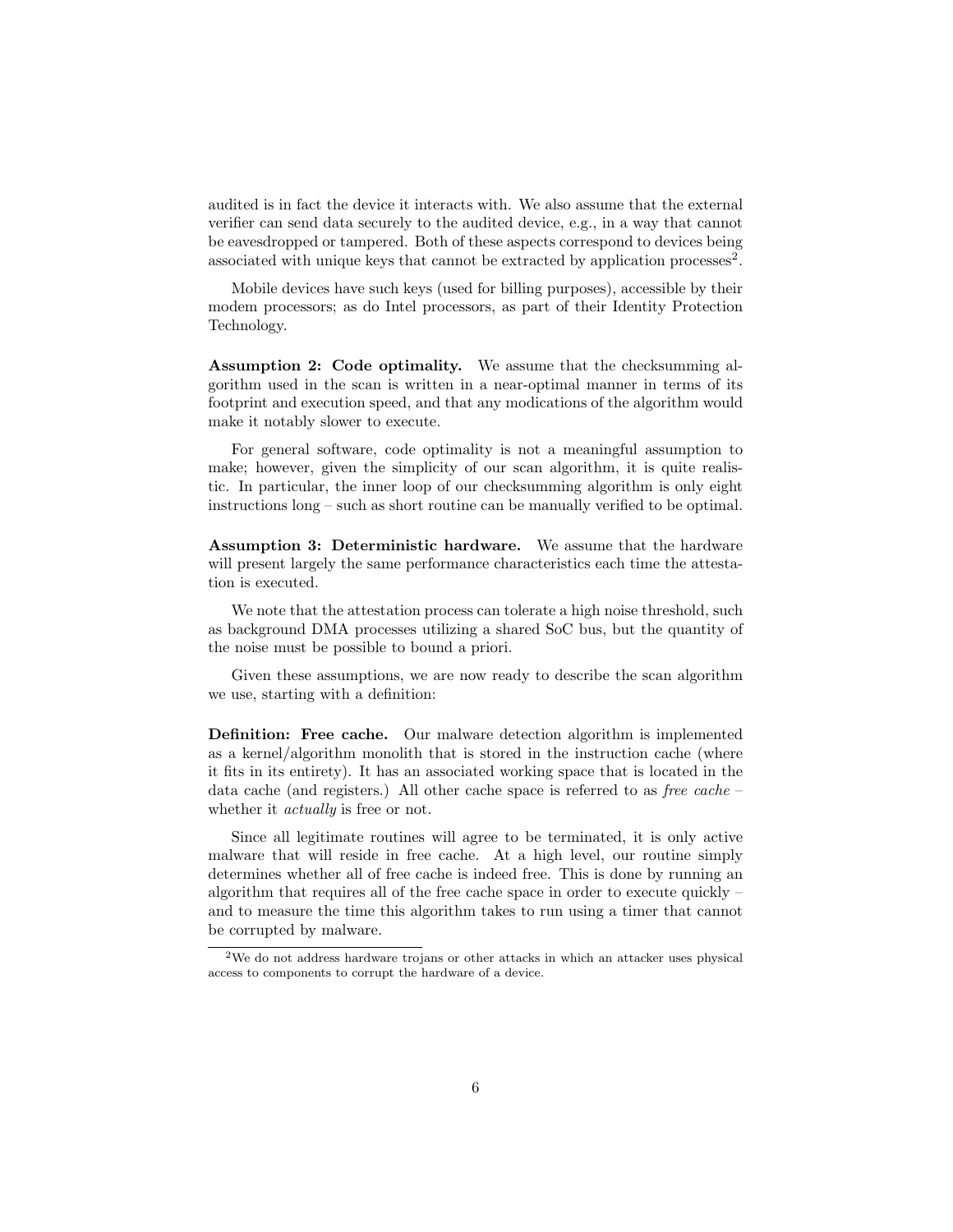audited is in fact the device it interacts with. We also assume that the external verifier can send data securely to the audited device, e.g., in a way that cannot be eavesdropped or tampered. Both of these aspects correspond to devices being associated with unique keys that cannot be extracted by application processes[2].

Mobile devices have such keys (used for billing purposes), accessible by their modem processors; as do Intel processors, as part of their Identity Protection Technology.

**Assumption 2: Code optimality.** We assume that the checksumming algorithm used in the scan is written in a near-optimal manner in terms of its footprint and execution speed, and that any modications of the algorithm would make it notably slower to execute.

For general software, code optimality is not a meaningful assumption to make; however, given the simplicity of our scan algorithm, it is quite realistic. In particular, the inner loop of our checksumming algorithm is only eight instructions long – such as short routine can be manually verified to be optimal.

**Assumption 3: Deterministic hardware.** We assume that the hardware will present largely the same performance characteristics each time the attestation is executed.

We note that the attestation process can tolerate a high noise threshold, such as background DMA processes utilizing a shared SoC bus, but the quantity of the noise must be possible to bound a priori.

Given these assumptions, we are now ready to describe the scan algorithm we use, starting with a definition:

**Definition: Free cache.** Our malware detection algorithm is implemented as a kernel/algorithm monolith that is stored in the instruction cache (where it fits in its entirety). It has an associated working space that is located in the data cache (and registers.) All other cache space is referred to as *free cache* – whether it *actually* is free or not.

Since all legitimate routines will agree to be terminated, it is only active malware that will reside in free cache. At a high level, our routine simply determines whether all of free cache is indeed free. This is done by running an algorithm that requires all of the free cache space in order to execute quickly – and to measure the time this algorithm takes to run using a timer that cannot be corrupted by malware.

[2] We do not address hardware trojans or other attacks in which an attacker uses physical access to components to corrupt the hardware of a device.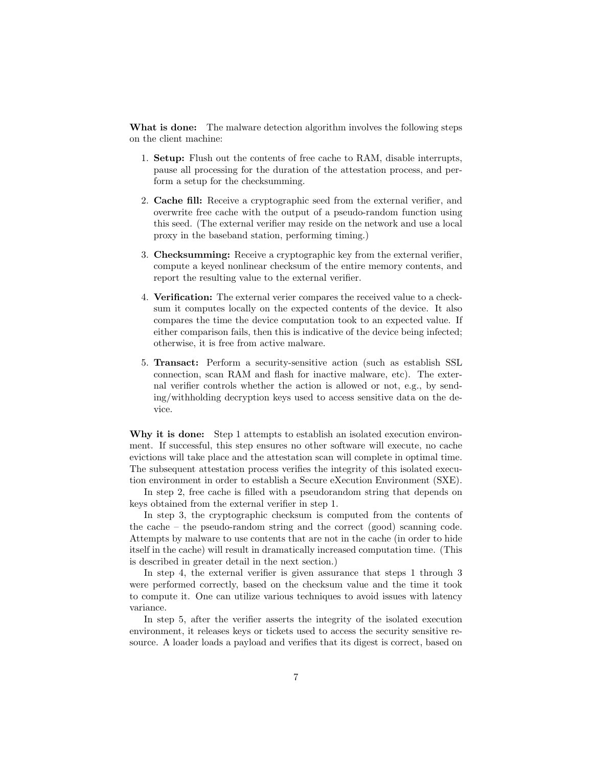**What is done:** The malware detection algorithm involves the following steps on the client machine:

1. **Setup:** Flush out the contents of free cache to RAM, disable interrupts, pause all processing for the duration of the attestation process, and perform a setup for the checksumming.

2. **Cache fill:** Receive a cryptographic seed from the external verifier, and overwrite free cache with the output of a pseudo-random function using this seed. (The external verifier may reside on the network and use a local proxy in the baseband station, performing timing.)

3. **Checksumming:** Receive a cryptographic key from the external verifier, compute a keyed nonlinear checksum of the entire memory contents, and report the resulting value to the external verifier.

4. **Verification:** The external verier compares the received value to a checksum it computes locally on the expected contents of the device. It also compares the time the device computation took to an expected value. If either comparison fails, then this is indicative of the device being infected; otherwise, it is free from active malware.

5. **Transact:** Perform a security-sensitive action (such as establish SSL connection, scan RAM and flash for inactive malware, etc). The external verifier controls whether the action is allowed or not, e.g., by sending/withholding decryption keys used to access sensitive data on the device.

**Why it is done:** Step 1 attempts to establish an isolated execution environment. If successful, this step ensures no other software will execute, no cache evictions will take place and the attestation scan will complete in optimal time. The subsequent attestation process verifies the integrity of this isolated execution environment in order to establish a Secure eXecution Environment (SXE).

In step 2, free cache is filled with a pseudorandom string that depends on keys obtained from the external verifier in step 1.

In step 3, the cryptographic checksum is computed from the contents of the cache – the pseudo-random string and the correct (good) scanning code. Attempts by malware to use contents that are not in the cache (in order to hide itself in the cache) will result in dramatically increased computation time. (This is described in greater detail in the next section.)

In step 4, the external verifier is given assurance that steps 1 through 3 were performed correctly, based on the checksum value and the time it took to compute it. One can utilize various techniques to avoid issues with latency variance.

In step 5, after the verifier asserts the integrity of the isolated execution environment, it releases keys or tickets used to access the security sensitive resource. A loader loads a payload and verifies that its digest is correct, based on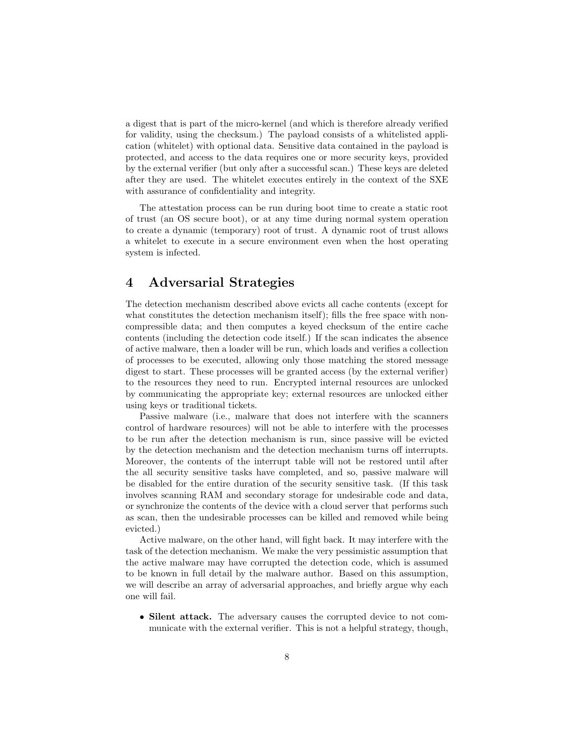a digest that is part of the micro-kernel (and which is therefore already verified for validity, using the checksum.) The payload consists of a whitelisted application (whitelet) with optional data. Sensitive data contained in the payload is protected, and access to the data requires one or more security keys, provided by the external verifier (but only after a successful scan.) These keys are deleted after they are used. The whitelet executes entirely in the context of the SXE with assurance of confidentiality and integrity.

The attestation process can be run during boot time to create a static root of trust (an OS secure boot), or at any time during normal system operation to create a dynamic (temporary) root of trust. A dynamic root of trust allows a whitelet to execute in a secure environment even when the host operating system is infected.

# 4 Adversarial Strategies

The detection mechanism described above evicts all cache contents (except for what constitutes the detection mechanism itself); fills the free space with non-compressible data; and then computes a keyed checksum of the entire cache contents (including the detection code itself.) If the scan indicates the absence of active malware, then a loader will be run, which loads and verifies a collection of processes to be executed, allowing only those matching the stored message digest to start. These processes will be granted access (by the external verifier) to the resources they need to run. Encrypted internal resources are unlocked by communicating the appropriate key; external resources are unlocked either using keys or traditional tickets.

Passive malware (i.e., malware that does not interfere with the scanners control of hardware resources) will not be able to interfere with the processes to be run after the detection mechanism is run, since passive will be evicted by the detection mechanism and the detection mechanism turns off interrupts. Moreover, the contents of the interrupt table will not be restored until after the all security sensitive tasks have completed, and so, passive malware will be disabled for the entire duration of the security sensitive task. (If this task involves scanning RAM and secondary storage for undesirable code and data, or synchronize the contents of the device with a cloud server that performs such as scan, then the undesirable processes can be killed and removed while being evicted.)

Active malware, on the other hand, will fight back. It may interfere with the task of the detection mechanism. We make the very pessimistic assumption that the active malware may have corrupted the detection code, which is assumed to be known in full detail by the malware author. Based on this assumption, we will describe an array of adversarial approaches, and briefly argue why each one will fail.

- **Silent attack.** The adversary causes the corrupted device to not communicate with the external verifier. This is not a helpful strategy, though,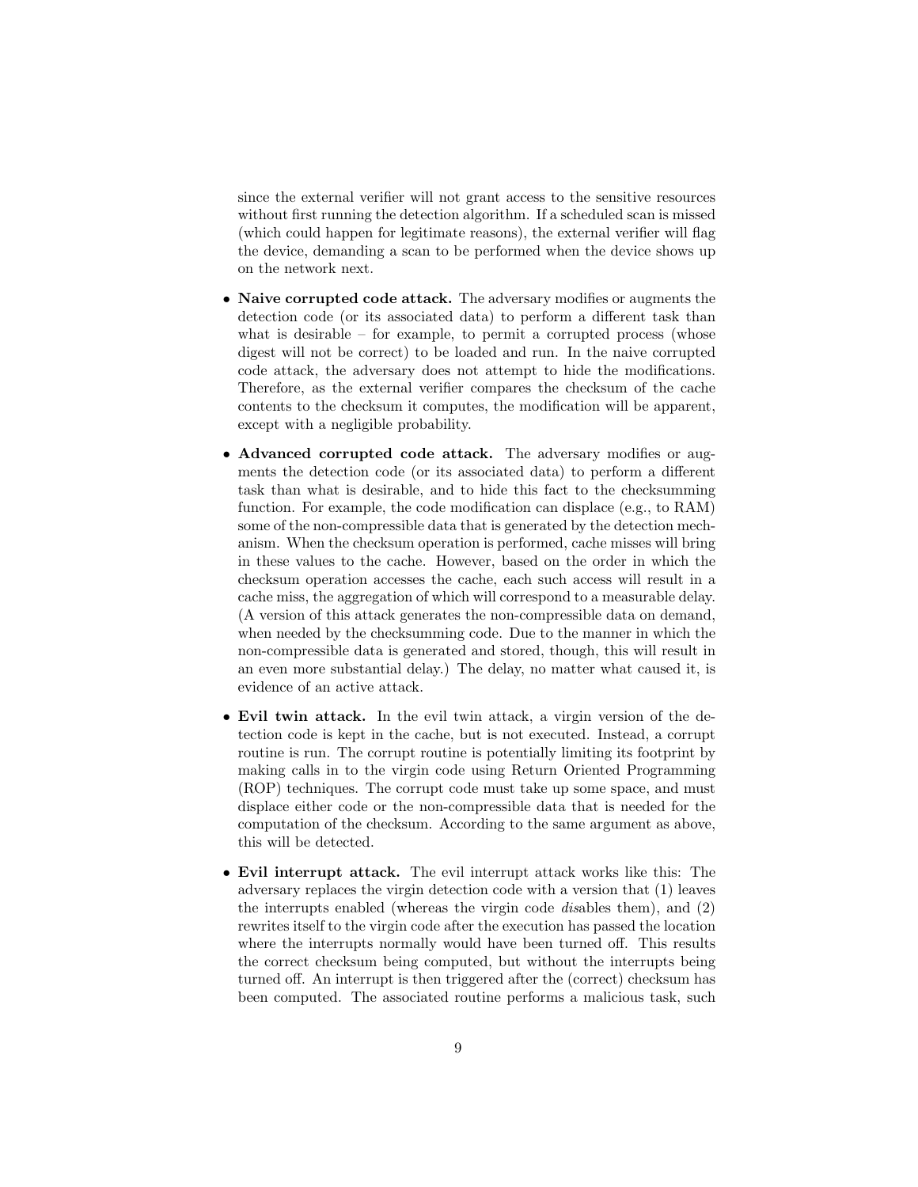since the external verifier will not grant access to the sensitive resources without first running the detection algorithm. If a scheduled scan is missed (which could happen for legitimate reasons), the external verifier will flag the device, demanding a scan to be performed when the device shows up on the network next.

- **Naive corrupted code attack.** The adversary modifies or augments the detection code (or its associated data) to perform a different task than what is desirable – for example, to permit a corrupted process (whose digest will not be correct) to be loaded and run. In the naive corrupted code attack, the adversary does not attempt to hide the modifications. Therefore, as the external verifier compares the checksum of the cache contents to the checksum it computes, the modification will be apparent, except with a negligible probability.

- **Advanced corrupted code attack.** The adversary modifies or augments the detection code (or its associated data) to perform a different task than what is desirable, and to hide this fact to the checksumming function. For example, the code modification can displace (e.g., to RAM) some of the non-compressible data that is generated by the detection mechanism. When the checksum operation is performed, cache misses will bring in these values to the cache. However, based on the order in which the checksum operation accesses the cache, each such access will result in a cache miss, the aggregation of which will correspond to a measurable delay. (A version of this attack generates the non-compressible data on demand, when needed by the checksumming code. Due to the manner in which the non-compressible data is generated and stored, though, this will result in an even more substantial delay.) The delay, no matter what caused it, is evidence of an active attack.

- **Evil twin attack.** In the evil twin attack, a virgin version of the detection code is kept in the cache, but is not executed. Instead, a corrupt routine is run. The corrupt routine is potentially limiting its footprint by making calls in to the virgin code using Return Oriented Programming (ROP) techniques. The corrupt code must take up some space, and must displace either code or the non-compressible data that is needed for the computation of the checksum. According to the same argument as above, this will be detected.

- **Evil interrupt attack.** The evil interrupt attack works like this: The adversary replaces the virgin detection code with a version that (1) leaves the interrupts enabled (whereas the virgin code *dis*ables them), and (2) rewrites itself to the virgin code after the execution has passed the location where the interrupts normally would have been turned off. This results the correct checksum being computed, but without the interrupts being turned off. An interrupt is then triggered after the (correct) checksum has been computed. The associated routine performs a malicious task, such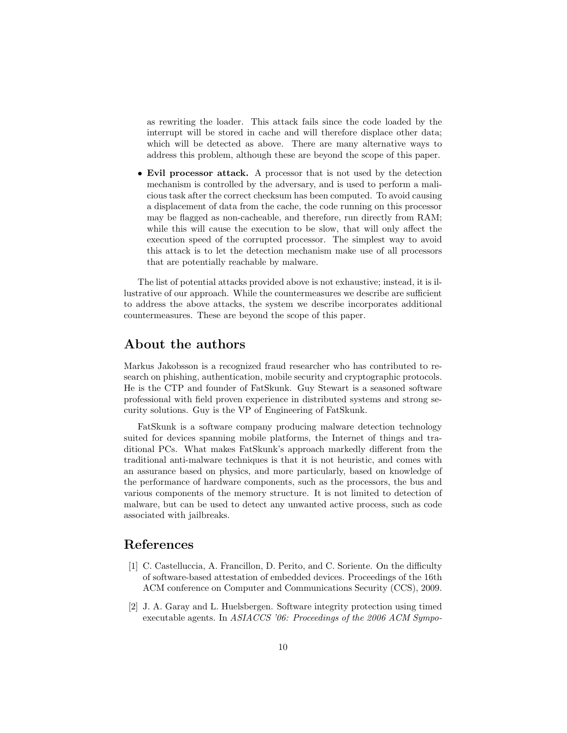as rewriting the loader. This attack fails since the code loaded by the interrupt will be stored in cache and will therefore displace other data; which will be detected as above. There are many alternative ways to address this problem, although these are beyond the scope of this paper.

- **Evil processor attack.** A processor that is not used by the detection mechanism is controlled by the adversary, and is used to perform a malicious task after the correct checksum has been computed. To avoid causing a displacement of data from the cache, the code running on this processor may be flagged as non-cacheable, and therefore, run directly from RAM; while this will cause the execution to be slow, that will only affect the execution speed of the corrupted processor. The simplest way to avoid this attack is to let the detection mechanism make use of all processors that are potentially reachable by malware.

The list of potential attacks provided above is not exhaustive; instead, it is illustrative of our approach. While the countermeasures we describe are sufficient to address the above attacks, the system we describe incorporates additional countermeasures. These are beyond the scope of this paper.

## About the authors

Markus Jakobsson is a recognized fraud researcher who has contributed to research on phishing, authentication, mobile security and cryptographic protocols. He is the CTP and founder of FatSkunk. Guy Stewart is a seasoned software professional with field proven experience in distributed systems and strong security solutions. Guy is the VP of Engineering of FatSkunk.

FatSkunk is a software company producing malware detection technology suited for devices spanning mobile platforms, the Internet of things and traditional PCs. What makes FatSkunk's approach markedly different from the traditional anti-malware techniques is that it is not heuristic, and comes with an assurance based on physics, and more particularly, based on knowledge of the performance of hardware components, such as the processors, the bus and various components of the memory structure. It is not limited to detection of malware, but can be used to detect any unwanted active process, such as code associated with jailbreaks.

## References

[1] C. Castelluccia, A. Francillon, D. Perito, and C. Soriente. On the difficulty of software-based attestation of embedded devices. Proceedings of the 16th ACM conference on Computer and Communications Security (CCS), 2009.

[2] J. A. Garay and L. Huelsbergen. Software integrity protection using timed executable agents. In *ASIACCS '06: Proceedings of the 2006 ACM Sympo-*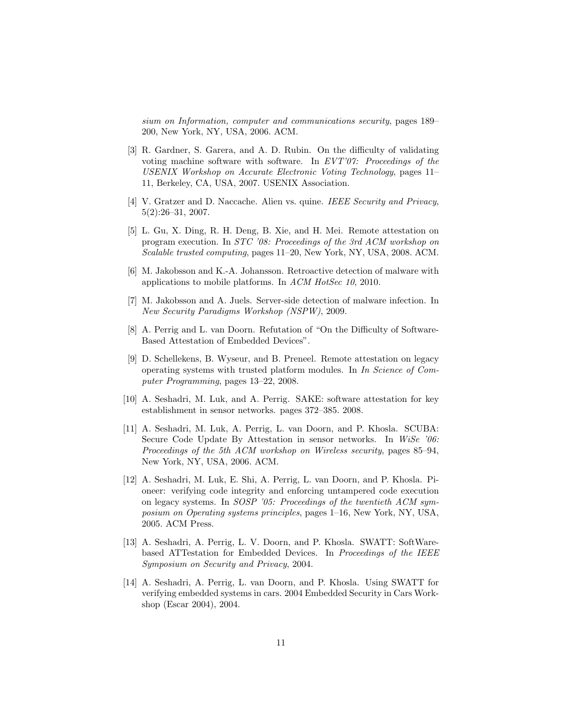*sium on Information, computer and communications security*, pages 189–200, New York, NY, USA, 2006. ACM.

[3] R. Gardner, S. Garera, and A. D. Rubin. On the difficulty of validating voting machine software with software. In *EVT'07: Proceedings of the USENIX Workshop on Accurate Electronic Voting Technology*, pages 11–11, Berkeley, CA, USA, 2007. USENIX Association.

[4] V. Gratzer and D. Naccache. Alien vs. quine. *IEEE Security and Privacy*, 5(2):26–31, 2007.

[5] L. Gu, X. Ding, R. H. Deng, B. Xie, and H. Mei. Remote attestation on program execution. In *STC '08: Proceedings of the 3rd ACM workshop on Scalable trusted computing*, pages 11–20, New York, NY, USA, 2008. ACM.

[6] M. Jakobsson and K.-A. Johansson. Retroactive detection of malware with applications to mobile platforms. In *ACM HotSec 10*, 2010.

[7] M. Jakobsson and A. Juels. Server-side detection of malware infection. In *New Security Paradigms Workshop (NSPW)*, 2009.

[8] A. Perrig and L. van Doorn. Refutation of "On the Difficulty of Software-Based Attestation of Embedded Devices".

[9] D. Schellekens, B. Wyseur, and B. Preneel. Remote attestation on legacy operating systems with trusted platform modules. In *In Science of Computer Programming*, pages 13–22, 2008.

[10] A. Seshadri, M. Luk, and A. Perrig. SAKE: software attestation for key establishment in sensor networks. pages 372–385. 2008.

[11] A. Seshadri, M. Luk, A. Perrig, L. van Doorn, and P. Khosla. SCUBA: Secure Code Update By Attestation in sensor networks. In *WiSe '06: Proceedings of the 5th ACM workshop on Wireless security*, pages 85–94, New York, NY, USA, 2006. ACM.

[12] A. Seshadri, M. Luk, E. Shi, A. Perrig, L. van Doorn, and P. Khosla. Pioneer: verifying code integrity and enforcing untampered code execution on legacy systems. In *SOSP '05: Proceedings of the twentieth ACM symposium on Operating systems principles*, pages 1–16, New York, NY, USA, 2005. ACM Press.

[13] A. Seshadri, A. Perrig, L. V. Doorn, and P. Khosla. SWATT: SoftWare-based ATTestation for Embedded Devices. In *Proceedings of the IEEE Symposium on Security and Privacy*, 2004.

[14] A. Seshadri, A. Perrig, L. van Doorn, and P. Khosla. Using SWATT for verifying embedded systems in cars. 2004 Embedded Security in Cars Workshop (Escar 2004), 2004.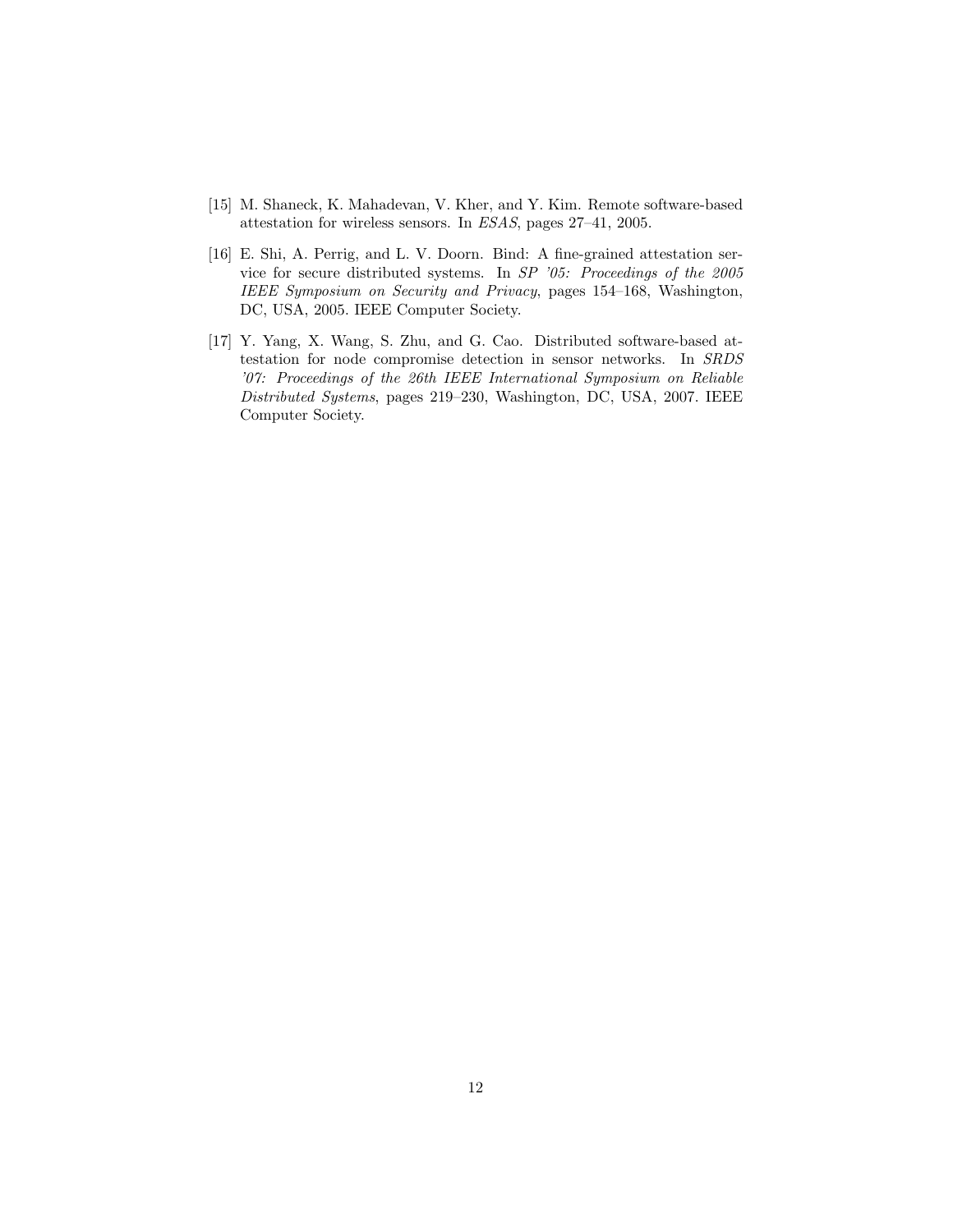[15] M. Shaneck, K. Mahadevan, V. Kher, and Y. Kim. Remote software-based attestation for wireless sensors. In *ESAS*, pages 27–41, 2005.

[16] E. Shi, A. Perrig, and L. V. Doorn. Bind: A fine-grained attestation service for secure distributed systems. In *SP '05: Proceedings of the 2005 IEEE Symposium on Security and Privacy*, pages 154–168, Washington, DC, USA, 2005. IEEE Computer Society.

[17] Y. Yang, X. Wang, S. Zhu, and G. Cao. Distributed software-based attestation for node compromise detection in sensor networks. In *SRDS '07: Proceedings of the 26th IEEE International Symposium on Reliable Distributed Systems*, pages 219–230, Washington, DC, USA, 2007. IEEE Computer Society.